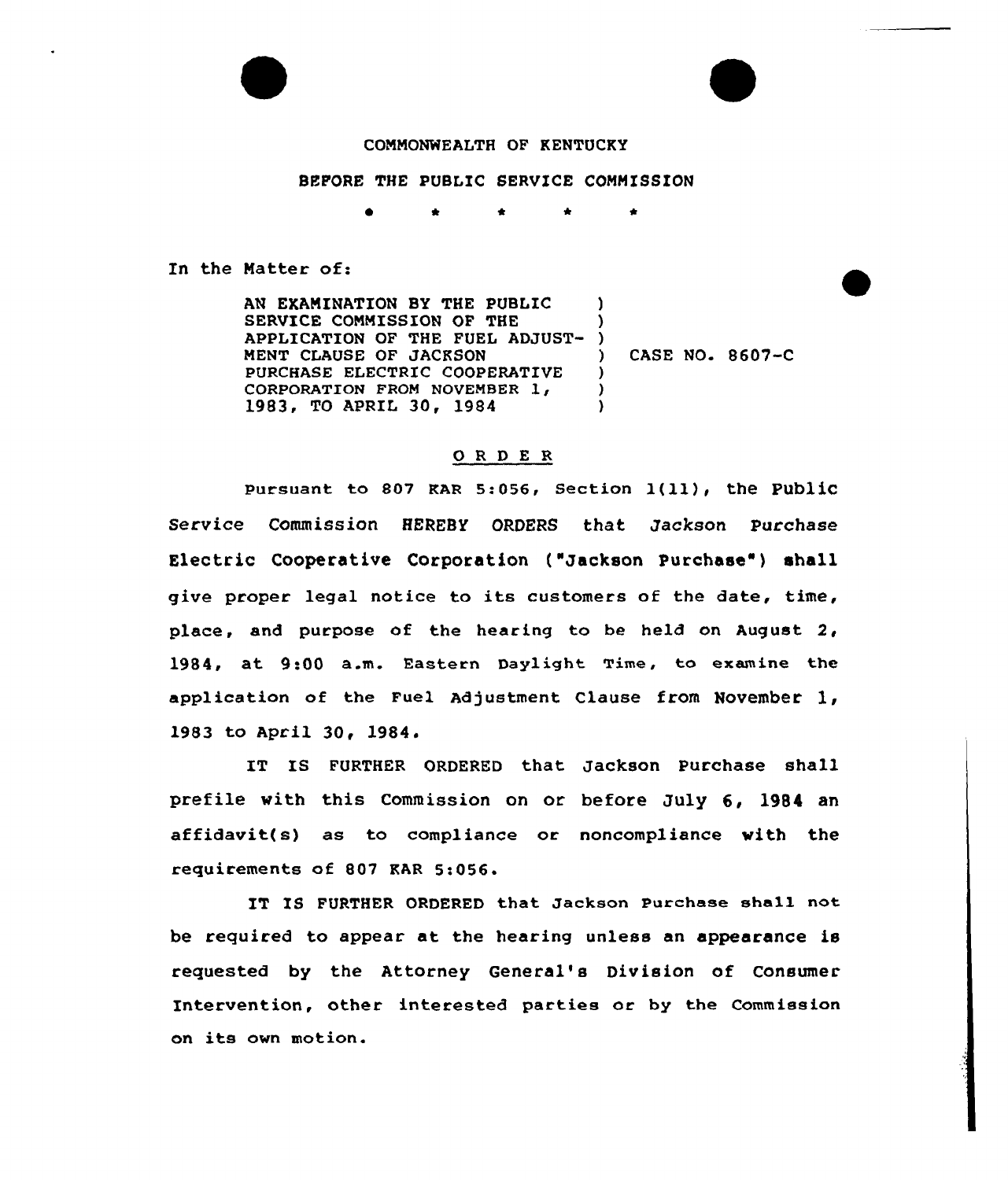COMMONWEALTH OF KENTUCKY

BEFORE THE PUBLIC SERVICE COMMISSION

\* \* \* \* \*

In the Matter of:

AN EXAMINATION BY THE PUBLIC SERVICE COMMISSION OF THE APPLICATION OF THE FUEL ADJUSTMENT CLAUSE OF JACKSON PURCHASE ELECTRIC COOPERATIVE CORPORATION FROM NOVEMBER 1, 1983, TO APRIL 30, 1984 ) CASE NO. 8607-C

## O R D E R

Pursuant to 807 KAR 5:056, Section 1(11), the Public Service Commission HEREBY ORDERS that Jackson Purchase Electric Cooperative Corporation ("Jackson Purchase") shall give proper legal notice to its customers of the date, time, place, and purpose of the hearing to be held on August 2, 1984, at 9:00 a.m. Eastern Daylight Time, to examine the application of the Fuel Adjustment Clause from November 1, 1983 to April 30, 1984.

IT IS FURTHER ORDERED that Jackson Purchase shall prefile with this Commission on or before July 6, 1984 an affidavit(s) as to compliance or noncompliance with the requirements of 807 KAR 5:056.

IT IS FURTHER ORDERED that Jackson Purchase shall not be required to appear at the hearing unless an appearance is requested by the Attorney General's Division of Consumer Intervention, other interested parties or by the Commission on its own motion.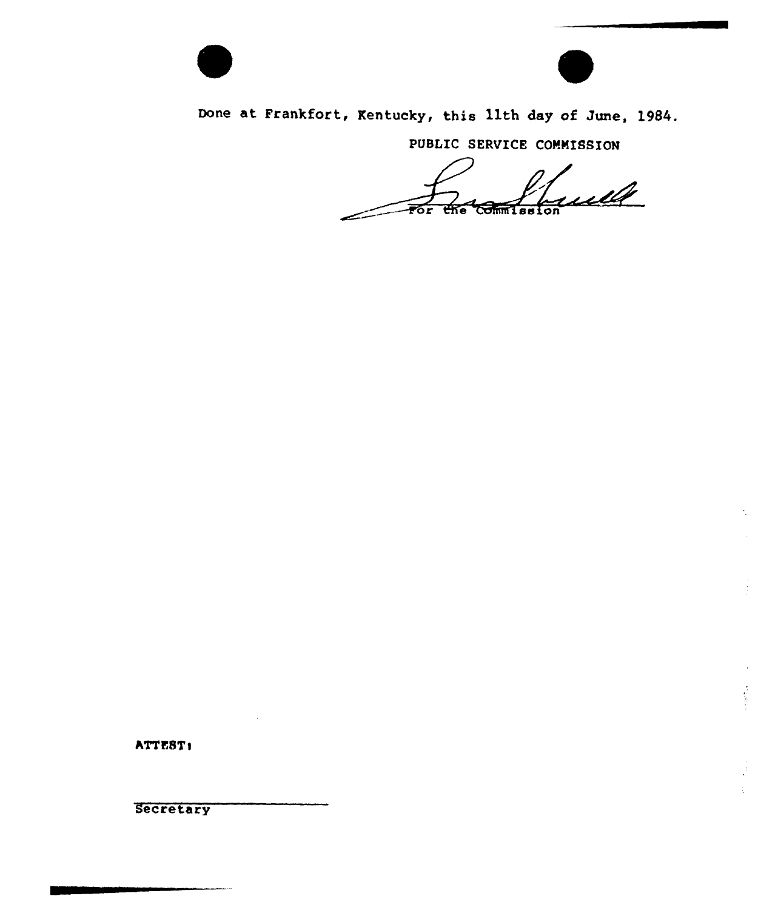Done at Frankfort, Kentucky, this 11th day of June, 1984.

PUBLIC SERVICE COMMISSION

For the Commission

ATTEST:

Secretary